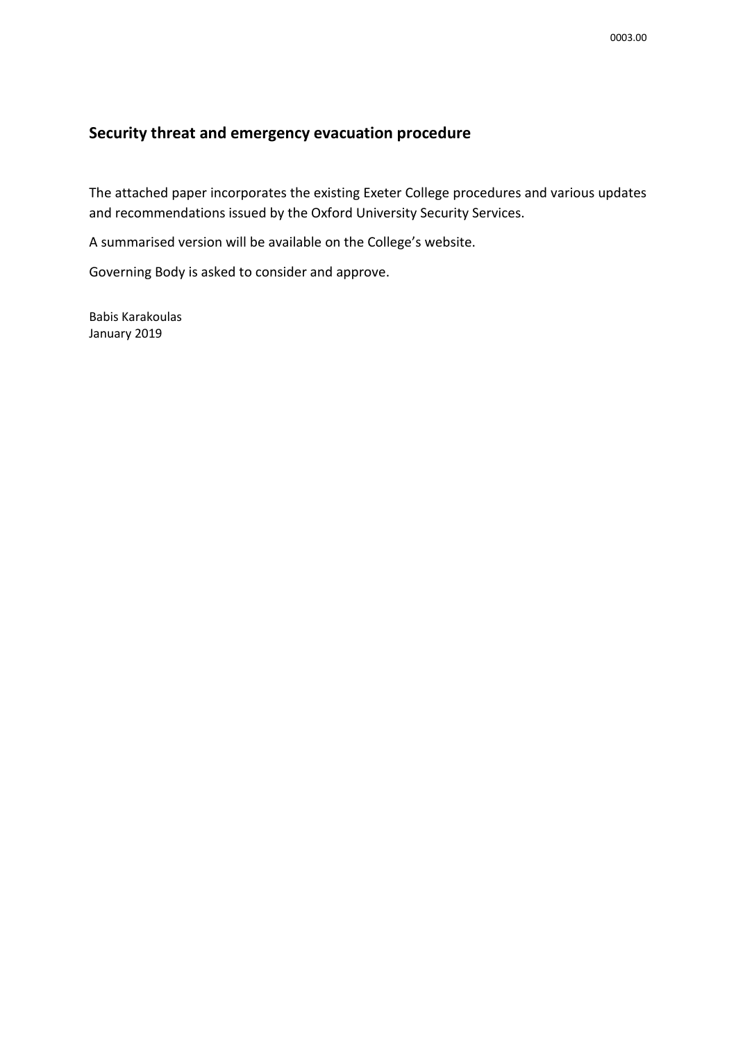0003.00

## Security threat and emergency evacuation procedure

The attached paper incorporates the existing Exeter College procedures and various updates and recommendations issued by the Oxford University Security Services.

A summarised version will be available on the College's website.

Governing Body is asked to consider and approve.

Babis Karakoulas
January 2019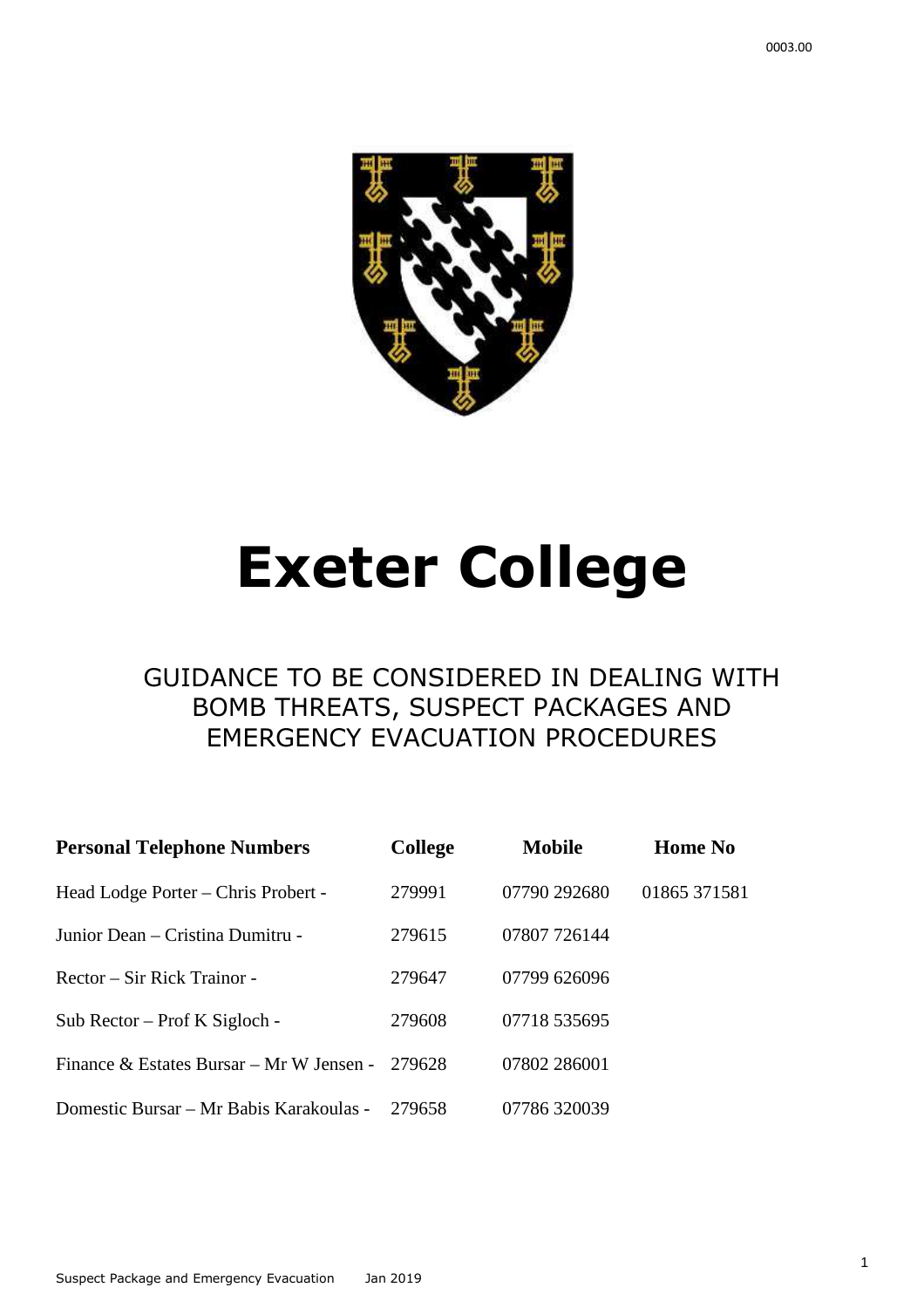# Exeter College

GUIDANCE TO BE CONSIDERED IN DEALING WITH BOMB THREATS, SUSPECT PACKAGES AND EMERGENCY EVACUATION PROCEDURES

| Personal Telephone Numbers | College | Mobile | Home No |
| --- | --- | --- | --- |
| Head Lodge Porter – Chris Probert - | 279991 | 07790 292680 | 01865 371581 |
| Junior Dean – Cristina Dumitru - | 279615 | 07807 726144 | |
| Rector – Sir Rick Trainor - | 279647 | 07799 626096 | |
| Sub Rector – Prof K Sigloch - | 279608 | 07718 535695 | |
| Finance & Estates Bursar – Mr W Jensen - | 279628 | 07802 286001 | |
| Domestic Bursar – Mr Babis Karakoulas - | 279658 | 07786 320039 | |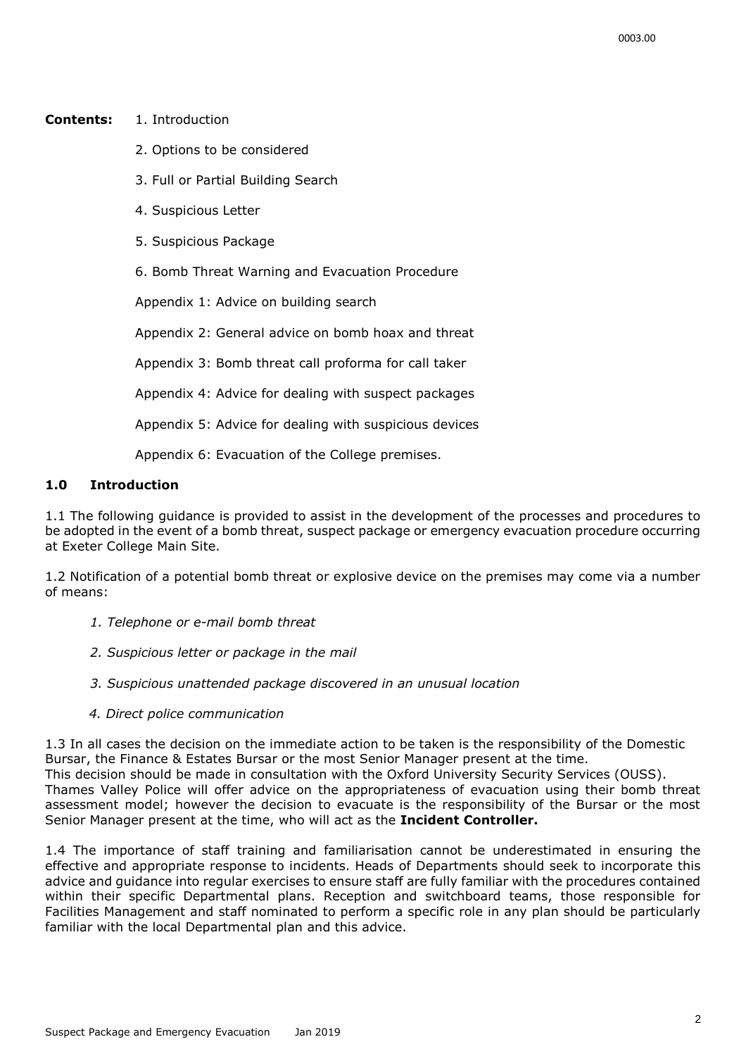**Contents:**

1. Introduction
2. Options to be considered
3. Full or Partial Building Search
4. Suspicious Letter
5. Suspicious Package
6. Bomb Threat Warning and Evacuation Procedure

Appendix 1: Advice on building search

Appendix 2: General advice on bomb hoax and threat

Appendix 3: Bomb threat call proforma for call taker

Appendix 4: Advice for dealing with suspect packages

Appendix 5: Advice for dealing with suspicious devices

Appendix 6: Evacuation of the College premises.

## 1.0 Introduction

1.1 The following guidance is provided to assist in the development of the processes and procedures to be adopted in the event of a bomb threat, suspect package or emergency evacuation procedure occurring at Exeter College Main Site.

1.2 Notification of a potential bomb threat or explosive device on the premises may come via a number of means:

1. *Telephone or e-mail bomb threat*
2. *Suspicious letter or package in the mail*
3. *Suspicious unattended package discovered in an unusual location*
4. *Direct police communication*

1.3 In all cases the decision on the immediate action to be taken is the responsibility of the Domestic Bursar, the Finance & Estates Bursar or the most Senior Manager present at the time.
This decision should be made in consultation with the Oxford University Security Services (OUSS).
Thames Valley Police will offer advice on the appropriateness of evacuation using their bomb threat assessment model; however the decision to evacuate is the responsibility of the Bursar or the most Senior Manager present at the time, who will act as the **Incident Controller.**

1.4 The importance of staff training and familiarisation cannot be underestimated in ensuring the effective and appropriate response to incidents. Heads of Departments should seek to incorporate this advice and guidance into regular exercises to ensure staff are fully familiar with the procedures contained within their specific Departmental plans. Reception and switchboard teams, those responsible for Facilities Management and staff nominated to perform a specific role in any plan should be particularly familiar with the local Departmental plan and this advice.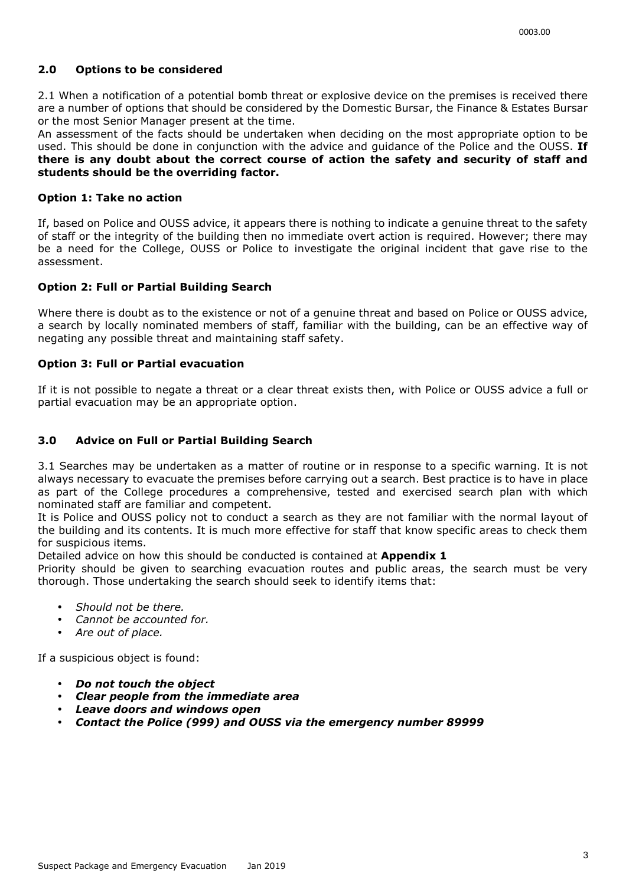## 2.0 Options to be considered

2.1 When a notification of a potential bomb threat or explosive device on the premises is received there are a number of options that should be considered by the Domestic Bursar, the Finance & Estates Bursar or the most Senior Manager present at the time.

An assessment of the facts should be undertaken when deciding on the most appropriate option to be used. This should be done in conjunction with the advice and guidance of the Police and the OUSS. **If there is any doubt about the correct course of action the safety and security of staff and students should be the overriding factor.**

### Option 1: Take no action

If, based on Police and OUSS advice, it appears there is nothing to indicate a genuine threat to the safety of staff or the integrity of the building then no immediate overt action is required. However; there may be a need for the College, OUSS or Police to investigate the original incident that gave rise to the assessment.

### Option 2: Full or Partial Building Search

Where there is doubt as to the existence or not of a genuine threat and based on Police or OUSS advice, a search by locally nominated members of staff, familiar with the building, can be an effective way of negating any possible threat and maintaining staff safety.

### Option 3: Full or Partial evacuation

If it is not possible to negate a threat or a clear threat exists then, with Police or OUSS advice a full or partial evacuation may be an appropriate option.

## 3.0 Advice on Full or Partial Building Search

3.1 Searches may be undertaken as a matter of routine or in response to a specific warning. It is not always necessary to evacuate the premises before carrying out a search. Best practice is to have in place as part of the College procedures a comprehensive, tested and exercised search plan with which nominated staff are familiar and competent.

It is Police and OUSS policy not to conduct a search as they are not familiar with the normal layout of the building and its contents. It is much more effective for staff that know specific areas to check them for suspicious items.

Detailed advice on how this should be conducted is contained at **Appendix 1**

Priority should be given to searching evacuation routes and public areas, the search must be very thorough. Those undertaking the search should seek to identify items that:

- *Should not be there.*
- *Cannot be accounted for.*
- *Are out of place.*

If a suspicious object is found:

- ***Do not touch the object***
- ***Clear people from the immediate area***
- ***Leave doors and windows open***
- ***Contact the Police (999) and OUSS via the emergency number 89999***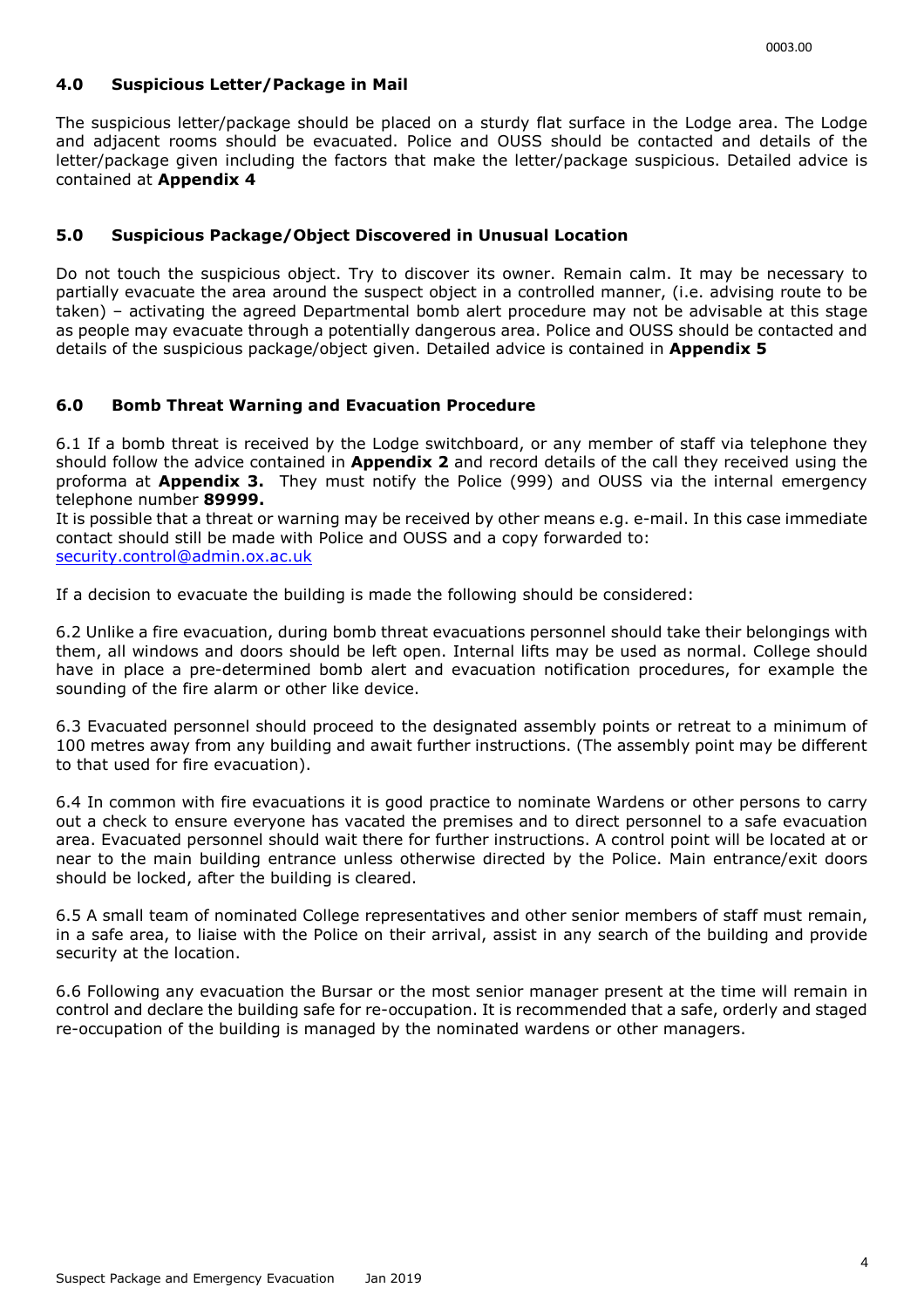## 4.0 Suspicious Letter/Package in Mail

The suspicious letter/package should be placed on a sturdy flat surface in the Lodge area. The Lodge and adjacent rooms should be evacuated. Police and OUSS should be contacted and details of the letter/package given including the factors that make the letter/package suspicious. Detailed advice is contained at **Appendix 4**

## 5.0 Suspicious Package/Object Discovered in Unusual Location

Do not touch the suspicious object. Try to discover its owner. Remain calm. It may be necessary to partially evacuate the area around the suspect object in a controlled manner, (i.e. advising route to be taken) – activating the agreed Departmental bomb alert procedure may not be advisable at this stage as people may evacuate through a potentially dangerous area. Police and OUSS should be contacted and details of the suspicious package/object given. Detailed advice is contained in **Appendix 5**

## 6.0 Bomb Threat Warning and Evacuation Procedure

6.1 If a bomb threat is received by the Lodge switchboard, or any member of staff via telephone they should follow the advice contained in **Appendix 2** and record details of the call they received using the proforma at **Appendix 3.** They must notify the Police (999) and OUSS via the internal emergency telephone number **89999.**
It is possible that a threat or warning may be received by other means e.g. e-mail. In this case immediate contact should still be made with Police and OUSS and a copy forwarded to:
security.control@admin.ox.ac.uk

If a decision to evacuate the building is made the following should be considered:

6.2 Unlike a fire evacuation, during bomb threat evacuations personnel should take their belongings with them, all windows and doors should be left open. Internal lifts may be used as normal. College should have in place a pre-determined bomb alert and evacuation notification procedures, for example the sounding of the fire alarm or other like device.

6.3 Evacuated personnel should proceed to the designated assembly points or retreat to a minimum of 100 metres away from any building and await further instructions. (The assembly point may be different to that used for fire evacuation).

6.4 In common with fire evacuations it is good practice to nominate Wardens or other persons to carry out a check to ensure everyone has vacated the premises and to direct personnel to a safe evacuation area. Evacuated personnel should wait there for further instructions. A control point will be located at or near to the main building entrance unless otherwise directed by the Police. Main entrance/exit doors should be locked, after the building is cleared.

6.5 A small team of nominated College representatives and other senior members of staff must remain, in a safe area, to liaise with the Police on their arrival, assist in any search of the building and provide security at the location.

6.6 Following any evacuation the Bursar or the most senior manager present at the time will remain in control and declare the building safe for re-occupation. It is recommended that a safe, orderly and staged re-occupation of the building is managed by the nominated wardens or other managers.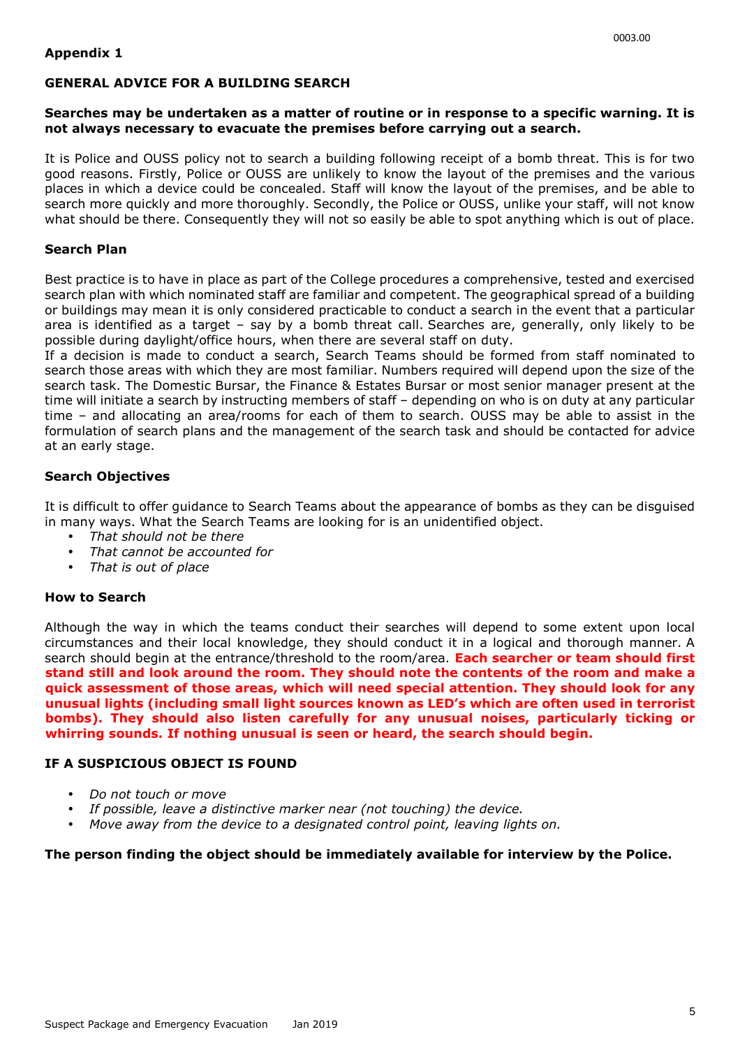## Appendix 1

### GENERAL ADVICE FOR A BUILDING SEARCH

**Searches may be undertaken as a matter of routine or in response to a specific warning. It is not always necessary to evacuate the premises before carrying out a search.**

It is Police and OUSS policy not to search a building following receipt of a bomb threat. This is for two good reasons. Firstly, Police or OUSS are unlikely to know the layout of the premises and the various places in which a device could be concealed. Staff will know the layout of the premises, and be able to search more quickly and more thoroughly. Secondly, the Police or OUSS, unlike your staff, will not know what should be there. Consequently they will not so easily be able to spot anything which is out of place.

### Search Plan

Best practice is to have in place as part of the College procedures a comprehensive, tested and exercised search plan with which nominated staff are familiar and competent. The geographical spread of a building or buildings may mean it is only considered practicable to conduct a search in the event that a particular area is identified as a target – say by a bomb threat call. Searches are, generally, only likely to be possible during daylight/office hours, when there are several staff on duty.

If a decision is made to conduct a search, Search Teams should be formed from staff nominated to search those areas with which they are most familiar. Numbers required will depend upon the size of the search task. The Domestic Bursar, the Finance & Estates Bursar or most senior manager present at the time will initiate a search by instructing members of staff – depending on who is on duty at any particular time – and allocating an area/rooms for each of them to search. OUSS may be able to assist in the formulation of search plans and the management of the search task and should be contacted for advice at an early stage.

### Search Objectives

It is difficult to offer guidance to Search Teams about the appearance of bombs as they can be disguised in many ways. What the Search Teams are looking for is an unidentified object.

- *That should not be there*
- *That cannot be accounted for*
- *That is out of place*

### How to Search

Although the way in which the teams conduct their searches will depend to some extent upon local circumstances and their local knowledge, they should conduct it in a logical and thorough manner. A search should begin at the entrance/threshold to the room/area. **Each searcher or team should first stand still and look around the room. They should note the contents of the room and make a quick assessment of those areas, which will need special attention. They should look for any unusual lights (including small light sources known as LED's which are often used in terrorist bombs). They should also listen carefully for any unusual noises, particularly ticking or whirring sounds. If nothing unusual is seen or heard, the search should begin.**

### IF A SUSPICIOUS OBJECT IS FOUND

- *Do not touch or move*
- *If possible, leave a distinctive marker near (not touching) the device.*
- *Move away from the device to a designated control point, leaving lights on.*

**The person finding the object should be immediately available for interview by the Police.**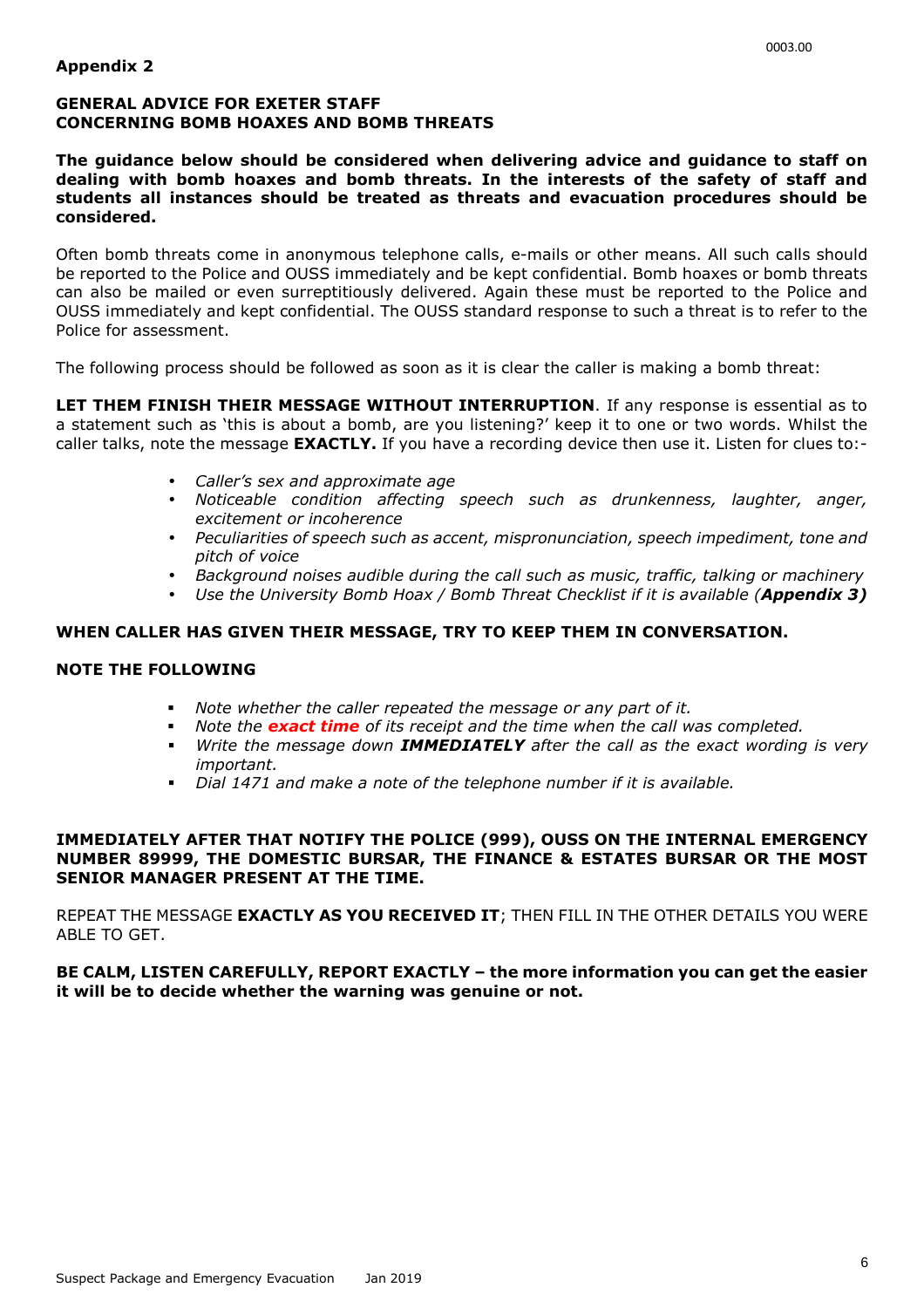**Appendix 2**

**GENERAL ADVICE FOR EXETER STAFF CONCERNING BOMB HOAXES AND BOMB THREATS**

**The guidance below should be considered when delivering advice and guidance to staff on dealing with bomb hoaxes and bomb threats. In the interests of the safety of staff and students all instances should be treated as threats and evacuation procedures should be considered.**

Often bomb threats come in anonymous telephone calls, e-mails or other means. All such calls should be reported to the Police and OUSS immediately and be kept confidential. Bomb hoaxes or bomb threats can also be mailed or even surreptitiously delivered. Again these must be reported to the Police and OUSS immediately and kept confidential. The OUSS standard response to such a threat is to refer to the Police for assessment.

The following process should be followed as soon as it is clear the caller is making a bomb threat:

**LET THEM FINISH THEIR MESSAGE WITHOUT INTERRUPTION**. If any response is essential as to a statement such as 'this is about a bomb, are you listening?' keep it to one or two words. Whilst the caller talks, note the message **EXACTLY.** If you have a recording device then use it. Listen for clues to:-

- *Caller's sex and approximate age*
- *Noticeable condition affecting speech such as drunkenness, laughter, anger, excitement or incoherence*
- *Peculiarities of speech such as accent, mispronunciation, speech impediment, tone and pitch of voice*
- *Background noises audible during the call such as music, traffic, talking or machinery*
- *Use the University Bomb Hoax / Bomb Threat Checklist if it is available (**Appendix 3)***

**WHEN CALLER HAS GIVEN THEIR MESSAGE, TRY TO KEEP THEM IN CONVERSATION.**

**NOTE THE FOLLOWING**

- *Note whether the caller repeated the message or any part of it.*
- *Note the **exact time** of its receipt and the time when the call was completed.*
- *Write the message down **IMMEDIATELY** after the call as the exact wording is very important.*
- *Dial 1471 and make a note of the telephone number if it is available.*

**IMMEDIATELY AFTER THAT NOTIFY THE POLICE (999), OUSS ON THE INTERNAL EMERGENCY NUMBER 89999, THE DOMESTIC BURSAR, THE FINANCE & ESTATES BURSAR OR THE MOST SENIOR MANAGER PRESENT AT THE TIME.**

REPEAT THE MESSAGE **EXACTLY AS YOU RECEIVED IT**; THEN FILL IN THE OTHER DETAILS YOU WERE ABLE TO GET.

**BE CALM, LISTEN CAREFULLY, REPORT EXACTLY – the more information you can get the easier it will be to decide whether the warning was genuine or not.**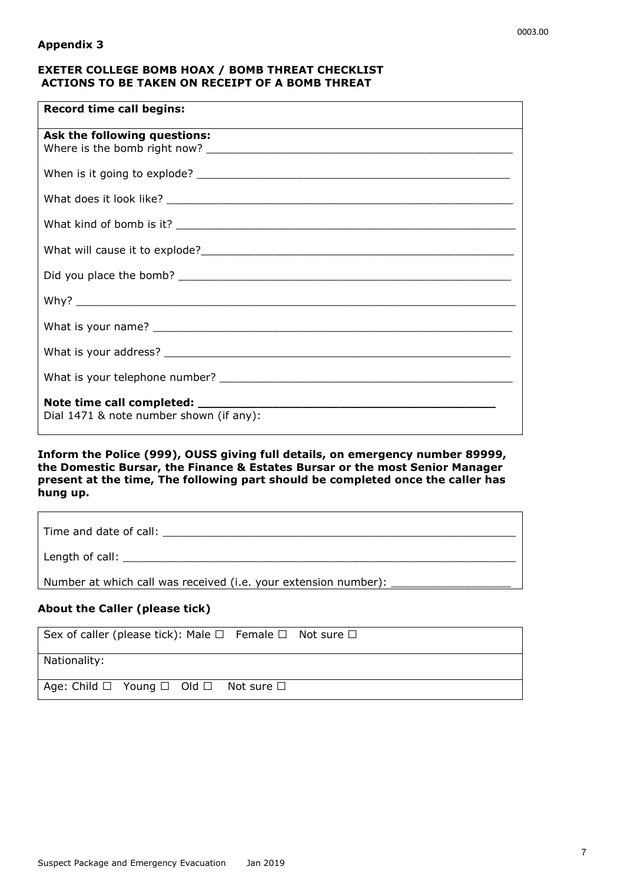**Appendix 3**

**EXETER COLLEGE BOMB HOAX / BOMB THREAT CHECKLIST**
**ACTIONS TO BE TAKEN ON RECEIPT OF A BOMB THREAT**

| **Record time call begins:** |
|---|
| **Ask the following questions:**<br>Where is the bomb right now? ______________________________<br>When is it going to explode? ______________________________<br>What does it look like? ______________________________<br>What kind of bomb is it? ______________________________<br>What will cause it to explode?______________________________<br>Did you place the bomb? ______________________________<br>Why? ______________________________<br>What is your name? ______________________________<br>What is your address? ______________________________<br>What is your telephone number? ______________________________<br>**Note time call completed: ______________________________**<br>Dial 1471 & note number shown (if any): |

**Inform the Police (999), OUSS giving full details, on emergency number 89999, the Domestic Bursar, the Finance & Estates Bursar or the most Senior Manager present at the time, The following part should be completed once the caller has hung up.**

| Time and date of call: ______________________________ |
|---|
| Length of call: ______________________________ |
| Number at which call was received (i.e. your extension number): __________________ |

**About the Caller (please tick)**

| Sex of caller (please tick): Male ☐ Female ☐ Not sure ☐ |
|---|
| Nationality: |
| Age: Child ☐ Young ☐ Old ☐ Not sure ☐ |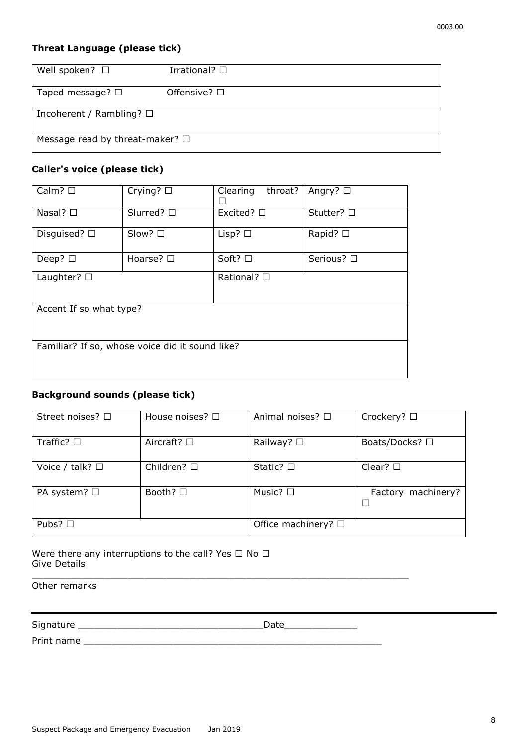## Threat Language (please tick)

| Well spoken? ☐ | Irrational? ☐ |
|---|---|
| Taped message? ☐ | Offensive? ☐ |
| Incoherent / Rambling? ☐ | |
| Message read by threat-maker? ☐ | |

## Caller's voice (please tick)

| Calm? ☐ | Crying? ☐ | Clearing throat? ☐ | Angry? ☐ |
|---|---|---|---|
| Nasal? ☐ | Slurred? ☐ | Excited? ☐ | Stutter? ☐ |
| Disguised? ☐ | Slow? ☐ | Lisp? ☐ | Rapid? ☐ |
| Deep? ☐ | Hoarse? ☐ | Soft? ☐ | Serious? ☐ |
| Laughter? ☐ | | Rational? ☐ | |
| Accent If so what type? | | | |
| Familiar? If so, whose voice did it sound like? | | | |

## Background sounds (please tick)

| Street noises? ☐ | House noises? ☐ | Animal noises? ☐ | Crockery? ☐ |
|---|---|---|---|
| Traffic? ☐ | Aircraft? ☐ | Railway? ☐ | Boats/Docks? ☐ |
| Voice / talk? ☐ | Children? ☐ | Static? ☐ | Clear? ☐ |
| PA system? ☐ | Booth? ☐ | Music? ☐ | Factory machinery? ☐ |
| Pubs? ☐ | | Office machinery? ☐ | |

Were there any interruptions to the call? Yes ☐ No ☐
Give Details

_____________________________________________________________________

Other remarks

---

Signature _________________________________Date_____________

Print name ______________________________________________________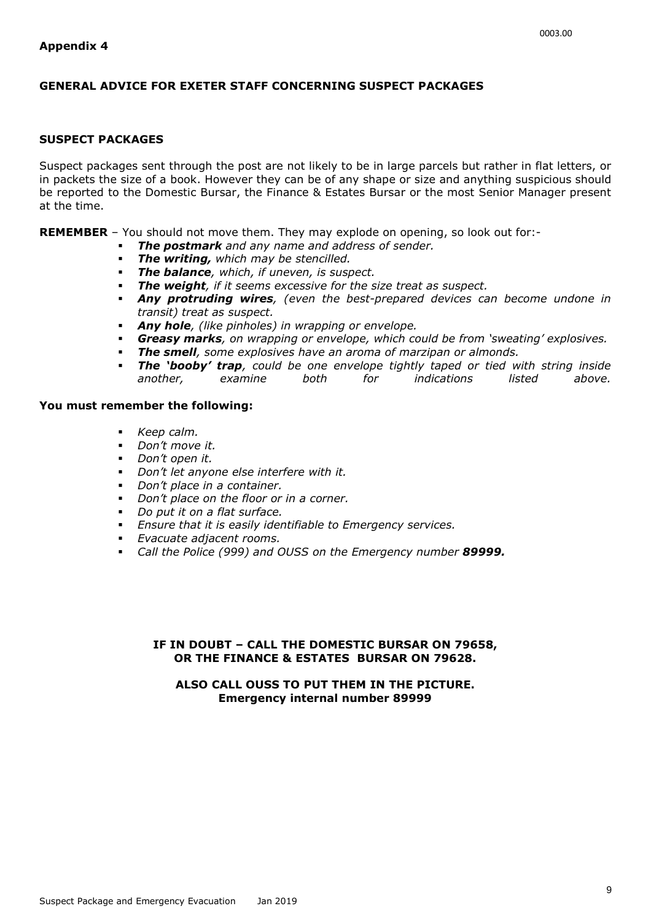**Appendix 4**

## GENERAL ADVICE FOR EXETER STAFF CONCERNING SUSPECT PACKAGES

### SUSPECT PACKAGES

Suspect packages sent through the post are not likely to be in large parcels but rather in flat letters, or in packets the size of a book. However they can be of any shape or size and anything suspicious should be reported to the Domestic Bursar, the Finance & Estates Bursar or the most Senior Manager present at the time.

**REMEMBER** – You should not move them. They may explode on opening, so look out for:-

- ***The postmark*** *and any name and address of sender.*
- ***The writing,*** *which may be stencilled.*
- ***The balance****, which, if uneven, is suspect.*
- ***The weight****, if it seems excessive for the size treat as suspect.*
- ***Any protruding wires****, (even the best-prepared devices can become undone in transit) treat as suspect.*
- ***Any hole****, (like pinholes) in wrapping or envelope.*
- ***Greasy marks****, on wrapping or envelope, which could be from 'sweating' explosives.*
- ***The smell****, some explosives have an aroma of marzipan or almonds.*
- ***The 'booby' trap****, could be one envelope tightly taped or tied with string inside another, examine both for indications listed above.*

**You must remember the following:**

- *Keep calm.*
- *Don't move it.*
- *Don't open it.*
- *Don't let anyone else interfere with it.*
- *Don't place in a container.*
- *Don't place on the floor or in a corner.*
- *Do put it on a flat surface.*
- *Ensure that it is easily identifiable to Emergency services.*
- *Evacuate adjacent rooms.*
- *Call the Police (999) and OUSS on the Emergency number* ***89999.***

**IF IN DOUBT – CALL THE DOMESTIC BURSAR ON 79658,
OR THE FINANCE & ESTATES BURSAR ON 79628.**

**ALSO CALL OUSS TO PUT THEM IN THE PICTURE.
Emergency internal number 89999**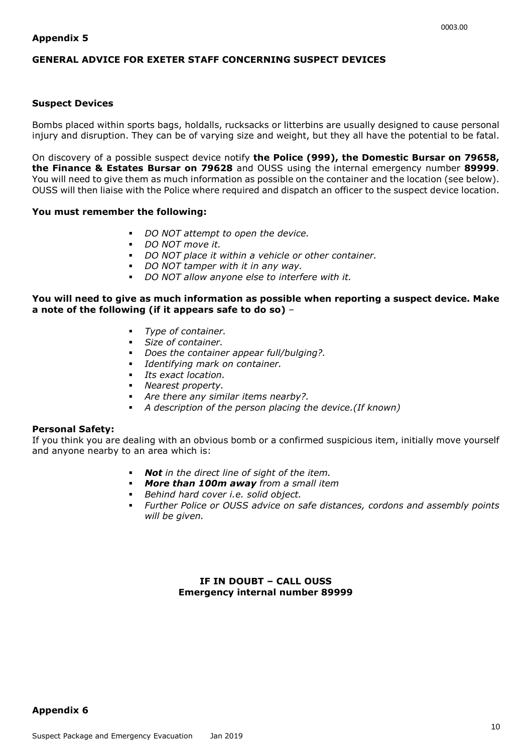## Appendix 5

### GENERAL ADVICE FOR EXETER STAFF CONCERNING SUSPECT DEVICES

#### Suspect Devices

Bombs placed within sports bags, holdalls, rucksacks or litterbins are usually designed to cause personal injury and disruption. They can be of varying size and weight, but they all have the potential to be fatal.

On discovery of a possible suspect device notify **the Police (999), the Domestic Bursar on 79658, the Finance & Estates Bursar on 79628** and OUSS using the internal emergency number **89999**. You will need to give them as much information as possible on the container and the location (see below). OUSS will then liaise with the Police where required and dispatch an officer to the suspect device location.

**You must remember the following:**

- *DO NOT attempt to open the device.*
- *DO NOT move it.*
- *DO NOT place it within a vehicle or other container.*
- *DO NOT tamper with it in any way.*
- *DO NOT allow anyone else to interfere with it.*

**You will need to give as much information as possible when reporting a suspect device. Make a note of the following (if it appears safe to do so)** –

- *Type of container.*
- *Size of container.*
- *Does the container appear full/bulging?.*
- *Identifying mark on container.*
- *Its exact location.*
- *Nearest property.*
- *Are there any similar items nearby?.*
- *A description of the person placing the device.(If known)*

**Personal Safety:**

If you think you are dealing with an obvious bomb or a confirmed suspicious item, initially move yourself and anyone nearby to an area which is:

- ***Not*** *in the direct line of sight of the item.*
- ***More than 100m away*** *from a small item*
- *Behind hard cover i.e. solid object.*
- *Further Police or OUSS advice on safe distances, cordons and assembly points will be given.*

**IF IN DOUBT – CALL OUSS**
**Emergency internal number 89999**

## Appendix 6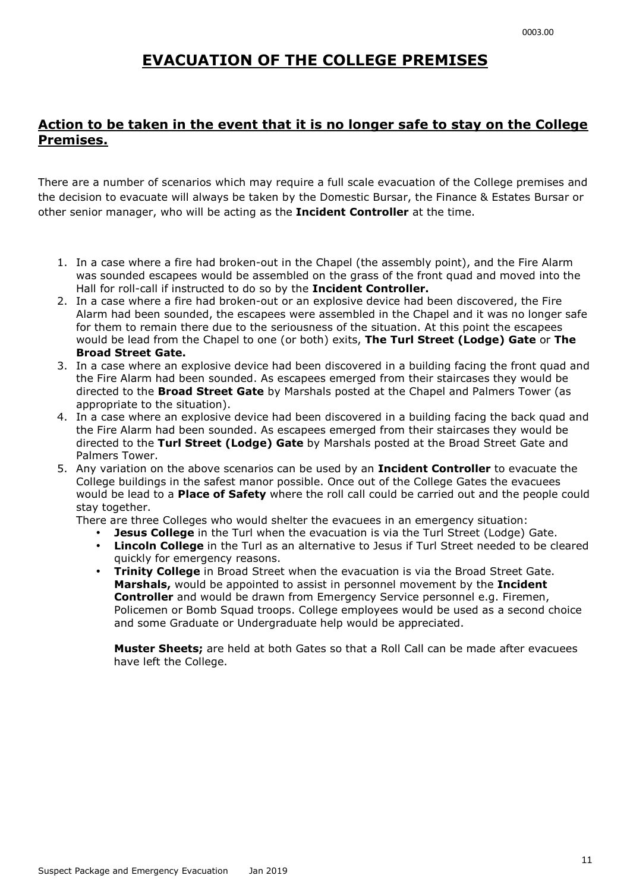# EVACUATION OF THE COLLEGE PREMISES

## Action to be taken in the event that it is no longer safe to stay on the College Premises.

There are a number of scenarios which may require a full scale evacuation of the College premises and the decision to evacuate will always be taken by the Domestic Bursar, the Finance & Estates Bursar or other senior manager, who will be acting as the **Incident Controller** at the time.

1. In a case where a fire had broken-out in the Chapel (the assembly point), and the Fire Alarm was sounded escapees would be assembled on the grass of the front quad and moved into the Hall for roll-call if instructed to do so by the **Incident Controller.**
2. In a case where a fire had broken-out or an explosive device had been discovered, the Fire Alarm had been sounded, the escapees were assembled in the Chapel and it was no longer safe for them to remain there due to the seriousness of the situation. At this point the escapees would be lead from the Chapel to one (or both) exits, **The Turl Street (Lodge) Gate** or **The Broad Street Gate.**
3. In a case where an explosive device had been discovered in a building facing the front quad and the Fire Alarm had been sounded. As escapees emerged from their staircases they would be directed to the **Broad Street Gate** by Marshals posted at the Chapel and Palmers Tower (as appropriate to the situation).
4. In a case where an explosive device had been discovered in a building facing the back quad and the Fire Alarm had been sounded. As escapees emerged from their staircases they would be directed to the **Turl Street (Lodge) Gate** by Marshals posted at the Broad Street Gate and Palmers Tower.
5. Any variation on the above scenarios can be used by an **Incident Controller** to evacuate the College buildings in the safest manor possible. Once out of the College Gates the evacuees would be lead to a **Place of Safety** where the roll call could be carried out and the people could stay together.

   There are three Colleges who would shelter the evacuees in an emergency situation:

   - **Jesus College** in the Turl when the evacuation is via the Turl Street (Lodge) Gate.
   - **Lincoln College** in the Turl as an alternative to Jesus if Turl Street needed to be cleared quickly for emergency reasons.
   - **Trinity College** in Broad Street when the evacuation is via the Broad Street Gate.

   **Marshals,** would be appointed to assist in personnel movement by the **Incident Controller** and would be drawn from Emergency Service personnel e.g. Firemen, Policemen or Bomb Squad troops. College employees would be used as a second choice and some Graduate or Undergraduate help would be appreciated.

   **Muster Sheets;** are held at both Gates so that a Roll Call can be made after evacuees have left the College.